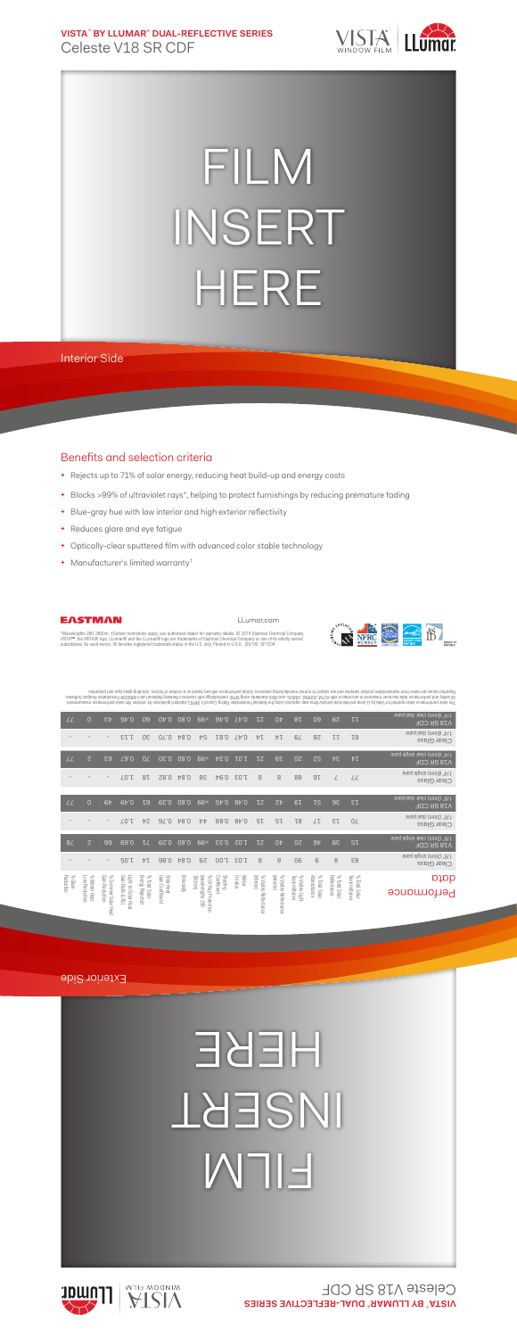**VISTA™ BY LLUMAR® DUAL-REFLECTIVE SERIES**
Celeste V18 SR CDF

# FILM INSERT HERE

Interior Side

## Benefits and selection criteria

- Rejects up to 71% of solar energy, reducing heat build-up and energy costs
- Blocks >99% of ultraviolet rays*, helping to protect furnishings by reducing premature fading
- Blue-gray hue with low interior and high exterior reflectivity
- Reduces glare and eye fatigue
- Optically-clear sputtered film with advanced color stable technology
- Manufacturer's limited warranty†

EASTMAN

LLumar.com

*Wavelengths 280-380nm. †Certain restrictions apply; see authorized dealer for warranty details. © 2016 Eastman Chemical Company. VISTA™, the VISTA® logo, LLumar® and the LLumar® logo are trademarks of Eastman Chemical Company or one of its wholly owned subsidiaries. As used herein, ® denotes registered trademark status in the U.S. only. Printed in U.S.A. (25/16) SP1234

| Performance data | % Total Solar Transmittance | % Total Solar Reflectance | % Total Solar Absorptance | % Visible Light Transmittance | % Visible Reflectance (exterior) | % Visible Reflectance (interior) | Winter U-Value | Shading Coefficient | Total UV Rejection (wavelengths 280-380nm) | Emissivity | Solar Heat Gain Coefficient | % Total Solar Energy Rejected | Light to Solar Heat Gain Ratio (LSG) | % Summer Heat Gain Reduction | % Winter Heat Loss Reduction | % Glare Reduction |
|---|---|---|---|---|---|---|---|---|---|---|---|---|---|---|---|---|
| Clear Glass 1/8" (3mm) single pane | 83 | 8 | 9 | 90 | 8 | 8 | 1.03 | 1.00 | 29 | 0.84 | 0.86 | 14 | 1.05 | - | - | - |
| V18 SR CDF 1/8" (3mm) single pane | 15 | 39 | 46 | 20 | 40 | 21 | 1.02 | 0.33 | >99 | 0.80 | 0.29 | 71 | 0.69 | 86 | 2 | 78 |
| Clear Glass 1/8" (3mm) dual pane | 70 | 13 | 17 | 81 | 15 | 15 | 0.48 | 0.88 | 44 | 0.84 | 0.76 | 24 | 1.07 | - | - | - |
| V18 SR CDF 1/8" (3mm) dual pane | 13 | 36 | 51 | 19 | 42 | 21 | 0.48 | 0.45 | >99 | 0.80 | 0.39 | 61 | 0.49 | 49 | 0 | 77 |
| Clear Glass 1/4" (6mm) single pane | 77 | 7 | 16 | 88 | 8 | 8 | 1.03 | 0.94 | 38 | 0.84 | 0.82 | 18 | 1.07 | - | - | - |
| V18 SR CDF 1/4" (6mm) single pane | 14 | 34 | 52 | 20 | 39 | 21 | 1.01 | 0.34 | >99 | 0.80 | 0.30 | 70 | 0.67 | 63 | 2 | 77 |
| Clear Glass 1/4" (6mm) dual pane | 59 | 11 | 30 | 79 | 14 | 14 | 0.47 | 0.81 | 54 | 0.84 | 0.70 | 30 | 1.13 | - | - | - |
| V18 SR CDF 1/4" (6mm) dual pane | 11 | 29 | 60 | 18 | 40 | 21 | 0.47 | 0.46 | >99 | 0.80 | 0.40 | 60 | 0.45 | 43 | 0 | 77 |

The solar performance data reported for Vista by LLumar and standard window films was calculated using the National Fenestration Rating Council's (NFRC) standard guidelines for window film solar performance measurement. All safety and performance data has been measured in accordance with ASTM, ASHRAE, ANSI and NFRC standards using NFRC methodology with Lawrence Berkeley National Lab's WINDOW Fenestration Analysis Software. Reported values are taken from representative product samples and are subject to normal manufacturing variances. Actual performance will vary based on a number of factors, including glass type and properties.

Exterior Side

# FILM INSERT HERE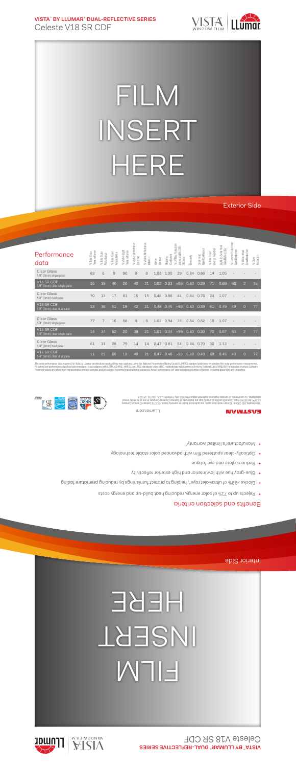**VISTA™ BY LLUMAR® DUAL-REFLECTIVE SERIES**
Celeste V18 SR CDF

FILM INSERT HERE

Exterior Side

## Performance data

| | % Total Solar Transmittance | % Total Solar Reflectance | % Total Solar Absorbance | % Visible Light Transmittance | % Visible Reflectance (exterior) | % Visible Reflectance (interior) | Winter U-value | Shading Coefficient | % UV Ray Reduction (wavelengths 280-380nm) | Emissivity | Solar Heat Gain Coefficient | % Total Solar Energy Rejected | Light to Solar Heat Gain Ratio (LSG) | % Summer Solar Heat Gain Reduction | % Winter Heat Loss Reduction | % Glare Reduction |
|---|---|---|---|---|---|---|---|---|---|---|---|---|---|---|---|---|
| Clear Glass 1/8" (3mm) single pane | 83 | 8 | 9 | 90 | 8 | 8 | 1.03 | 1.00 | 29 | 0.84 | 0.86 | 14 | 1.05 | - | - | - |
| V18 SR CDF 1/8" (3mm) clear single pane | 15 | 39 | 46 | 20 | 40 | 21 | 1.02 | 0.33 | >99 | 0.80 | 0.29 | 71 | 0.69 | 66 | 2 | 78 |
| Clear Glass 1/8" (3mm) dual pane | 70 | 13 | 17 | 81 | 15 | 15 | 0.48 | 0.88 | 44 | 0.84 | 0.76 | 24 | 1.07 | - | - | - |
| V18 SR CDF 1/8" (3mm) clear dual pane | 13 | 36 | 51 | 19 | 42 | 21 | 0.48 | 0.45 | >99 | 0.80 | 0.39 | 61 | 0.49 | 49 | 0 | 77 |
| Clear Glass 1/4" (6mm) single pane | 77 | 7 | 16 | 88 | 8 | 8 | 1.03 | 0.94 | 38 | 0.84 | 0.82 | 18 | 1.07 | - | - | - |
| V18 SR CDF 1/4" (6mm) clear single pane | 14 | 34 | 52 | 20 | 39 | 21 | 1.01 | 0.34 | >99 | 0.80 | 0.30 | 70 | 0.67 | 63 | 2 | 77 |
| Clear Glass 1/4" (6mm) dual pane | 61 | 11 | 28 | 79 | 14 | 14 | 0.47 | 0.81 | 54 | 0.84 | 0.70 | 30 | 1.13 | - | - | - |
| V18 SR CDF 1/4" (6mm) clear dual pane | 11 | 29 | 60 | 18 | 40 | 21 | 0.47 | 0.46 | >99 | 0.80 | 0.40 | 60 | 0.45 | 43 | 0 | 77 |

The solar performance data reported for Vista by LLumar architectural window films was captured using the National Fenestration Rating Council's (NFRC) standard guidelines for window film solar performance measurement. All safety and performance data has been measured in accordance with ASTM, ASHRAE, AIMCAL and ANSI standards using NFRC methodology with Lawrence Berkeley National Lab's WINDOW Fenestration Analysis Software. Reported values are taken from representative product samples and are subject to normal manufacturing variances. Actual performance will vary based on a number of factors, including glass type and properties.

EASTMAN

LLumar.com

[1]Wavelengths 280-380nm. [2]Certain restrictions apply, see authorized dealer for warranty details. © 2018 Eastman Chemical Company. VISTA™, the VISTA® logo, LLumar® and the LLumar® logo are trademarks of Eastman Chemical Company or one of its wholly owned subsidiaries. As used herein, ® denotes registered trademark status in the U.S. only. Printed in U.S.A. (05/18) SRT024

## Benefits and selection criteria

- Rejects up to 71% of solar energy, reducing heat build-up and energy costs
- Blocks >99% of ultraviolet rays[1], helping to protect furnishings by reducing premature fading
- Blue-gray hue with low interior and high exterior reflectivity
- Reduces glare and eye fatigue
- Optically-clear sputtered film with advanced color stable technology
- Manufacturer's limited warranty[2]

Interior Side

FILM INSERT HERE

**VISTA™ BY LLUMAR® DUAL-REFLECTIVE SERIES**
Celeste V18 SR CDF